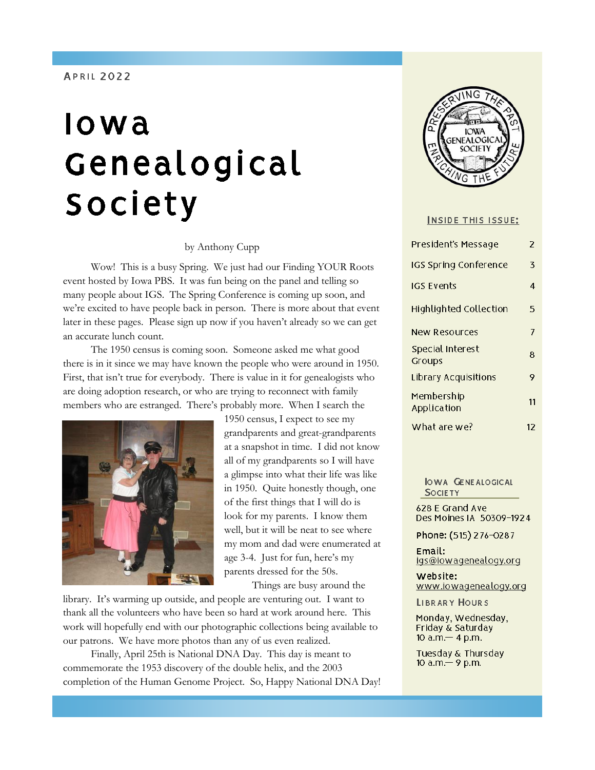April 2022

# Iowa Genealogical Society

by Anthony Cupp

Wow! This is a busy Spring. We just had our Finding YOUR Roots event hosted by Iowa PBS. It was fun being on the panel and telling so many people about IGS. The Spring Conference is coming up soon, and we're excited to have people back in person. There is more about that event later in these pages. Please sign up now if you haven't already so we can get an accurate lunch count.

The 1950 census is coming soon. Someone asked me what good there is in it since we may have known the people who were around in 1950. First, that isn't true for everybody. There is value in it for genealogists who are doing adoption research, or who are trying to reconnect with family members who are estranged. There's probably more. When I search the 1950 census, I expect to see my grandparents and great-grandparents at a snapshot in time. I did not know all of my grandparents so I will have a glimpse into what their life was like in 1950. Quite honestly though, one of the first things that I will do is look for my parents. I know them well, but it will be neat to see where my mom and dad were enumerated at age 3-4. Just for fun, here's my parents dressed for the 50s.

Things are busy around the library. It's warming up outside, and people are venturing out. I want to thank all the volunteers who have been so hard at work around here. This work will hopefully end with our photographic collections being available to our patrons. We have more photos than any of us even realized.

Finally, April 25th is National DNA Day. This day is meant to commemorate the 1953 discovery of the double helix, and the 2003 completion of the Human Genome Project. So, Happy National DNA Day!

## Inside this issue:

| | |
|---|---|
| President's Message | 2 |
| IGS Spring Conference | 3 |
| IGS Events | 4 |
| Highlighted Collection | 5 |
| New Resources | 7 |
| Special Interest Groups | 8 |
| Library Acquisitions | 9 |
| Membership Application | 11 |
| What are we? | 12 |

## Iowa Genealogical Society

628 E Grand Ave
Des Moines IA 50309-1924

Phone: (515) 276-0287

Email: igs@iowagenealogy.org

Website: www.iowagenealogy.org

### Library Hours

Monday, Wednesday, Friday & Saturday
10 a.m.— 4 p.m.

Tuesday & Thursday
10 a.m.— 9 p.m.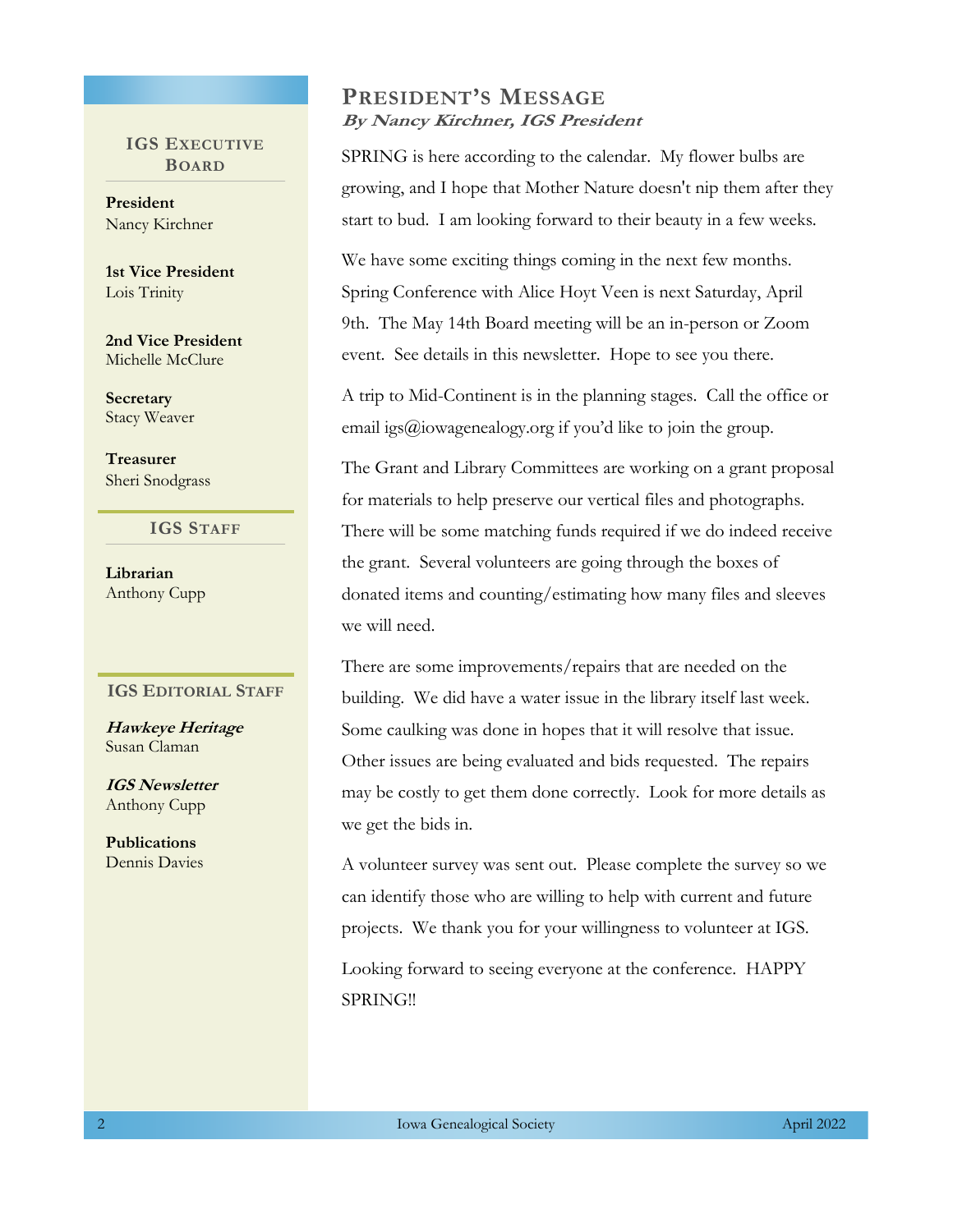## IGS Executive Board

**President**
Nancy Kirchner

**1st Vice President**
Lois Trinity

**2nd Vice President**
Michelle McClure

**Secretary**
Stacy Weaver

**Treasurer**
Sheri Snodgrass

## IGS Staff

**Librarian**
Anthony Cupp

## IGS Editorial Staff

***Hawkeye Heritage***
Susan Claman

***IGS Newsletter***
Anthony Cupp

**Publications**
Dennis Davies

# President's Message

***By Nancy Kirchner, IGS President***

SPRING is here according to the calendar. My flower bulbs are growing, and I hope that Mother Nature doesn't nip them after they start to bud. I am looking forward to their beauty in a few weeks.

We have some exciting things coming in the next few months. Spring Conference with Alice Hoyt Veen is next Saturday, April 9th. The May 14th Board meeting will be an in-person or Zoom event. See details in this newsletter. Hope to see you there.

A trip to Mid-Continent is in the planning stages. Call the office or email igs@iowagenealogy.org if you'd like to join the group.

The Grant and Library Committees are working on a grant proposal for materials to help preserve our vertical files and photographs. There will be some matching funds required if we do indeed receive the grant. Several volunteers are going through the boxes of donated items and counting/estimating how many files and sleeves we will need.

There are some improvements/repairs that are needed on the building. We did have a water issue in the library itself last week. Some caulking was done in hopes that it will resolve that issue. Other issues are being evaluated and bids requested. The repairs may be costly to get them done correctly. Look for more details as we get the bids in.

A volunteer survey was sent out. Please complete the survey so we can identify those who are willing to help with current and future projects. We thank you for your willingness to volunteer at IGS.

Looking forward to seeing everyone at the conference. HAPPY SPRING!!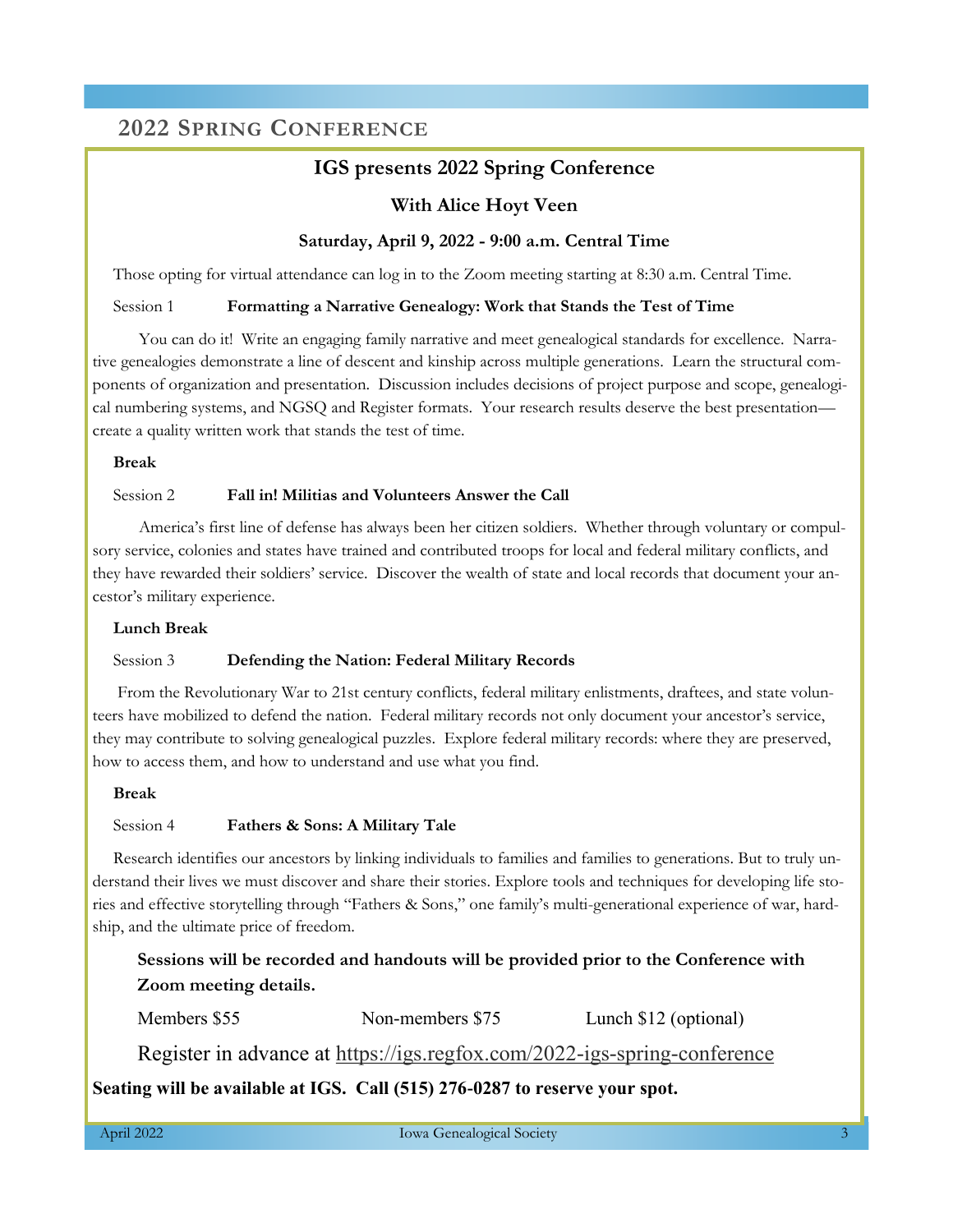## 2022 Spring Conference

### IGS presents 2022 Spring Conference

### With Alice Hoyt Veen

**Saturday, April 9, 2022 - 9:00 a.m. Central Time**

Those opting for virtual attendance can log in to the Zoom meeting starting at 8:30 a.m. Central Time.

Session 1 **Formatting a Narrative Genealogy: Work that Stands the Test of Time**

You can do it! Write an engaging family narrative and meet genealogical standards for excellence. Narrative genealogies demonstrate a line of descent and kinship across multiple generations. Learn the structural components of organization and presentation. Discussion includes decisions of project purpose and scope, genealogical numbering systems, and NGSQ and Register formats. Your research results deserve the best presentation—create a quality written work that stands the test of time.

**Break**

Session 2 **Fall in! Militias and Volunteers Answer the Call**

America's first line of defense has always been her citizen soldiers. Whether through voluntary or compulsory service, colonies and states have trained and contributed troops for local and federal military conflicts, and they have rewarded their soldiers' service. Discover the wealth of state and local records that document your ancestor's military experience.

**Lunch Break**

Session 3 **Defending the Nation: Federal Military Records**

From the Revolutionary War to 21st century conflicts, federal military enlistments, draftees, and state volunteers have mobilized to defend the nation. Federal military records not only document your ancestor's service, they may contribute to solving genealogical puzzles. Explore federal military records: where they are preserved, how to access them, and how to understand and use what you find.

**Break**

Session 4 **Fathers & Sons: A Military Tale**

Research identifies our ancestors by linking individuals to families and families to generations. But to truly understand their lives we must discover and share their stories. Explore tools and techniques for developing life stories and effective storytelling through "Fathers & Sons," one family's multi-generational experience of war, hardship, and the ultimate price of freedom.

**Sessions will be recorded and handouts will be provided prior to the Conference with Zoom meeting details.**

Members $55 Non-members $75 Lunch $12 (optional)

Register in advance at https://igs.regfox.com/2022-igs-spring-conference

**Seating will be available at IGS. Call (515) 276-0287 to reserve your spot.**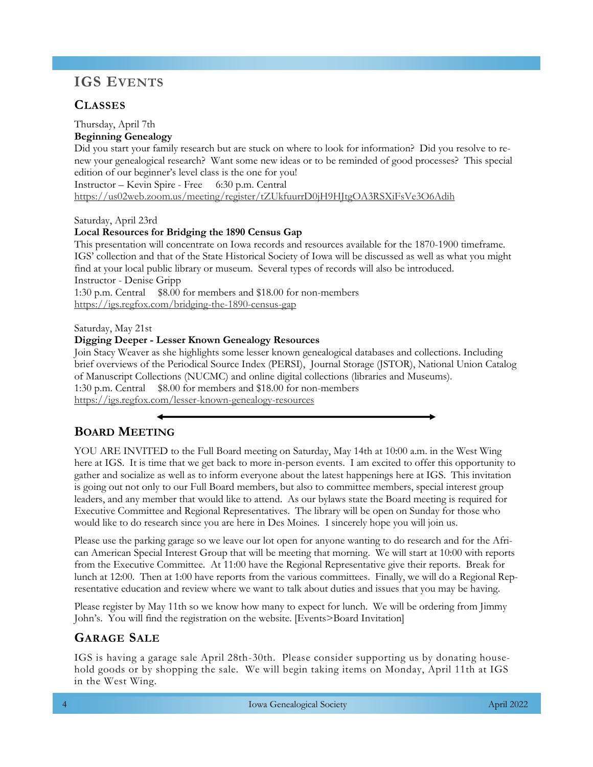# IGS Events

## Classes

Thursday, April 7th

**Beginning Genealogy**

Did you start your family research but are stuck on where to look for information? Did you resolve to renew your genealogical research? Want some new ideas or to be reminded of good processes? This special edition of our beginner's level class is the one for you!

Instructor – Kevin Spire - Free     6:30 p.m. Central

https://us02web.zoom.us/meeting/register/tZUkfuurrD0jH9HJtgOA3RSXiFsVe3O6Adih

Saturday, April 23rd

**Local Resources for Bridging the 1890 Census Gap**

This presentation will concentrate on Iowa records and resources available for the 1870-1900 timeframe. IGS' collection and that of the State Historical Society of Iowa will be discussed as well as what you might find at your local public library or museum. Several types of records will also be introduced.

Instructor - Denise Gripp

1:30 p.m. Central     $8.00 for members and $18.00 for non-members

https://igs.regfox.com/bridging-the-1890-census-gap

Saturday, May 21st

**Digging Deeper - Lesser Known Genealogy Resources**

Join Stacy Weaver as she highlights some lesser known genealogical databases and collections. Including brief overviews of the Periodical Source Index (PERSI), Journal Storage (JSTOR), National Union Catalog of Manuscript Collections (NUCMC) and online digital collections (libraries and Museums).

1:30 p.m. Central     $8.00 for members and $18.00 for non-members

https://igs.regfox.com/lesser-known-genealogy-resources

## Board Meeting

YOU ARE INVITED to the Full Board meeting on Saturday, May 14th at 10:00 a.m. in the West Wing here at IGS. It is time that we get back to more in-person events. I am excited to offer this opportunity to gather and socialize as well as to inform everyone about the latest happenings here at IGS. This invitation is going out not only to our Full Board members, but also to committee members, special interest group leaders, and any member that would like to attend. As our bylaws state the Board meeting is required for Executive Committee and Regional Representatives. The library will be open on Sunday for those who would like to do research since you are here in Des Moines. I sincerely hope you will join us.

Please use the parking garage so we leave our lot open for anyone wanting to do research and for the African American Special Interest Group that will be meeting that morning. We will start at 10:00 with reports from the Executive Committee. At 11:00 have the Regional Representative give their reports. Break for lunch at 12:00. Then at 1:00 have reports from the various committees. Finally, we will do a Regional Representative education and review where we want to talk about duties and issues that you may be having.

Please register by May 11th so we know how many to expect for lunch. We will be ordering from Jimmy John's. You will find the registration on the website. [Events>Board Invitation]

## Garage Sale

IGS is having a garage sale April 28th-30th. Please consider supporting us by donating household goods or by shopping the sale. We will begin taking items on Monday, April 11th at IGS in the West Wing.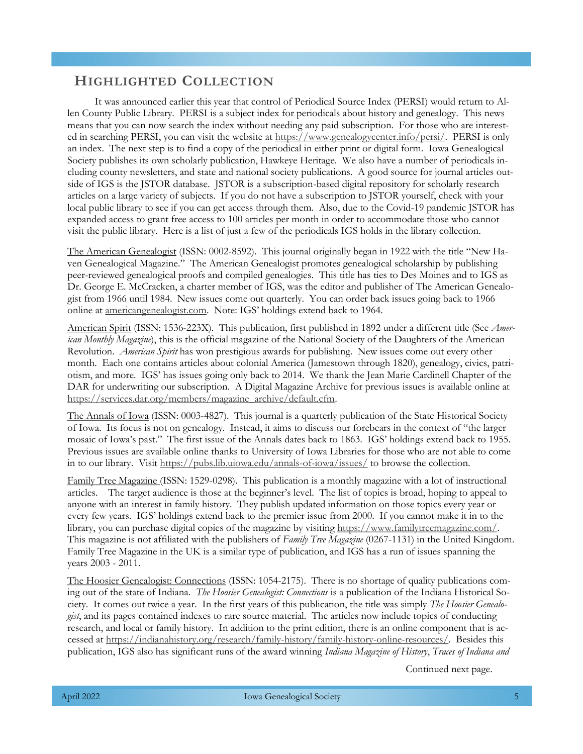## Highlighted Collection

It was announced earlier this year that control of Periodical Source Index (PERSI) would return to Allen County Public Library. PERSI is a subject index for periodicals about history and genealogy. This news means that you can now search the index without needing any paid subscription. For those who are interested in searching PERSI, you can visit the website at https://www.genealogycenter.info/persi/. PERSI is only an index. The next step is to find a copy of the periodical in either print or digital form. Iowa Genealogical Society publishes its own scholarly publication, Hawkeye Heritage. We also have a number of periodicals including county newsletters, and state and national society publications. A good source for journal articles outside of IGS is the JSTOR database. JSTOR is a subscription-based digital repository for scholarly research articles on a large variety of subjects. If you do not have a subscription to JSTOR yourself, check with your local public library to see if you can get access through them. Also, due to the Covid-19 pandemic JSTOR has expanded access to grant free access to 100 articles per month in order to accommodate those who cannot visit the public library. Here is a list of just a few of the periodicals IGS holds in the library collection.

The American Genealogist (ISSN: 0002-8592). This journal originally began in 1922 with the title "New Haven Genealogical Magazine." The American Genealogist promotes genealogical scholarship by publishing peer-reviewed genealogical proofs and compiled genealogies. This title has ties to Des Moines and to IGS as Dr. George E. McCracken, a charter member of IGS, was the editor and publisher of The American Genealogist from 1966 until 1984. New issues come out quarterly. You can order back issues going back to 1966 online at americangenealogist.com. Note: IGS' holdings extend back to 1964.

American Spirit (ISSN: 1536-223X). This publication, first published in 1892 under a different title (See *American Monthly Magazine*), this is the official magazine of the National Society of the Daughters of the American Revolution. *American Spirit* has won prestigious awards for publishing. New issues come out every other month. Each one contains articles about colonial America (Jamestown through 1820), genealogy, civics, patriotism, and more. IGS' has issues going only back to 2014. We thank the Jean Marie Cardinell Chapter of the DAR for underwriting our subscription. A Digital Magazine Archive for previous issues is available online at https://services.dar.org/members/magazine_archive/default.cfm.

The Annals of Iowa (ISSN: 0003-4827). This journal is a quarterly publication of the State Historical Society of Iowa. Its focus is not on genealogy. Instead, it aims to discuss our forebears in the context of "the larger mosaic of Iowa's past." The first issue of the Annals dates back to 1863. IGS' holdings extend back to 1955. Previous issues are available online thanks to University of Iowa Libraries for those who are not able to come in to our library. Visit https://pubs.lib.uiowa.edu/annals-of-iowa/issues/ to browse the collection.

Family Tree Magazine (ISSN: 1529-0298). This publication is a monthly magazine with a lot of instructional articles. The target audience is those at the beginner's level. The list of topics is broad, hoping to appeal to anyone with an interest in family history. They publish updated information on those topics every year or every few years. IGS' holdings extend back to the premier issue from 2000. If you cannot make it in to the library, you can purchase digital copies of the magazine by visiting https://www.familytreemagazine.com/. This magazine is not affiliated with the publishers of *Family Tree Magazine* (0267-1131) in the United Kingdom. Family Tree Magazine in the UK is a similar type of publication, and IGS has a run of issues spanning the years 2003 - 2011.

The Hoosier Genealogist: Connections (ISSN: 1054-2175). There is no shortage of quality publications coming out of the state of Indiana. *The Hoosier Genealogist: Connections* is a publication of the Indiana Historical Society. It comes out twice a year. In the first years of this publication, the title was simply *The Hoosier Genealogist*, and its pages contained indexes to rare source material. The articles now include topics of conducting research, and local or family history. In addition to the print edition, there is an online component that is accessed at https://indianahistory.org/research/family-history/family-history-online-resources/. Besides this publication, IGS also has significant runs of the award winning *Indiana Magazine of History*, *Traces of Indiana and*

Continued next page.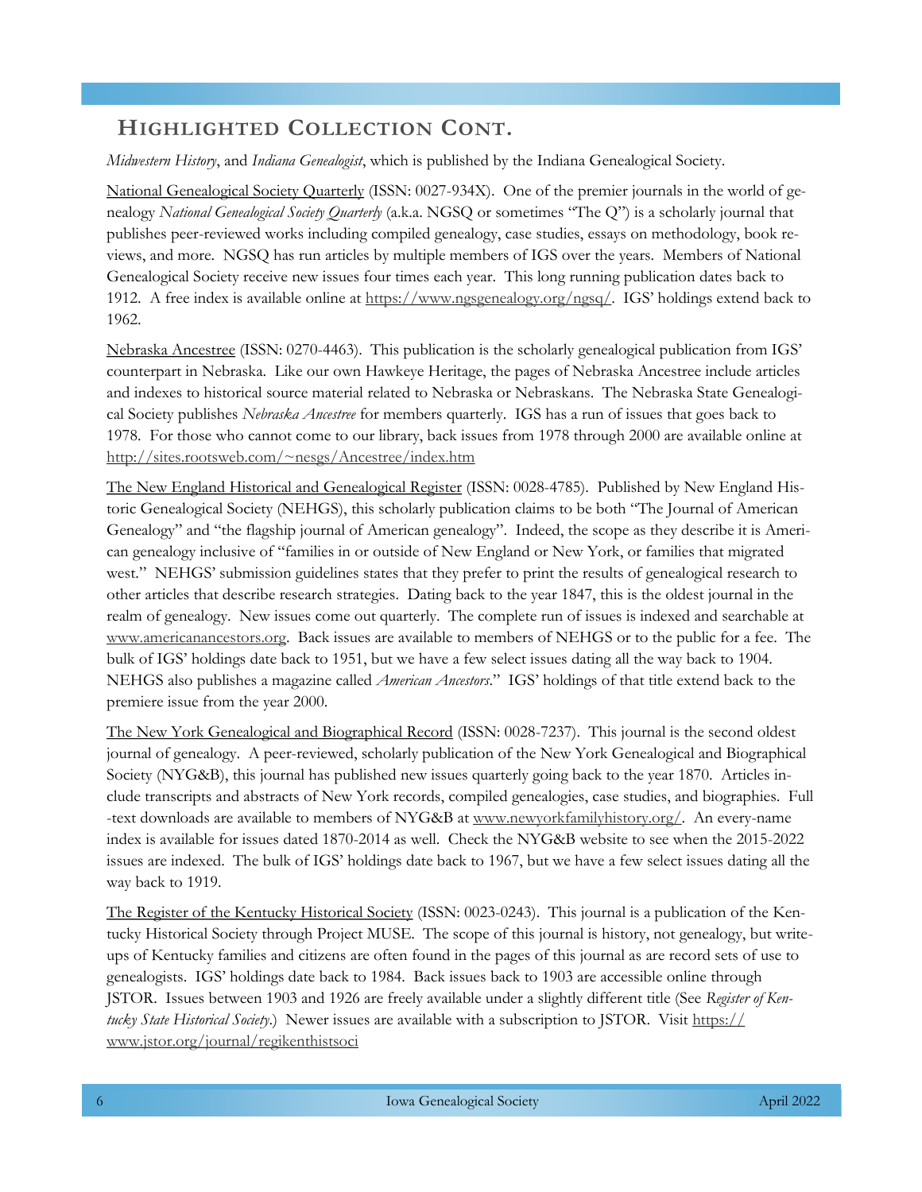## HIGHLIGHTED COLLECTION CONT.

*Midwestern History*, and *Indiana Genealogist*, which is published by the Indiana Genealogical Society.

National Genealogical Society Quarterly (ISSN: 0027-934X). One of the premier journals in the world of genealogy *National Genealogical Society Quarterly* (a.k.a. NGSQ or sometimes "The Q") is a scholarly journal that publishes peer-reviewed works including compiled genealogy, case studies, essays on methodology, book reviews, and more. NGSQ has run articles by multiple members of IGS over the years. Members of National Genealogical Society receive new issues four times each year. This long running publication dates back to 1912. A free index is available online at https://www.ngsgenealogy.org/ngsq/. IGS' holdings extend back to 1962.

Nebraska Ancestree (ISSN: 0270-4463). This publication is the scholarly genealogical publication from IGS' counterpart in Nebraska. Like our own Hawkeye Heritage, the pages of Nebraska Ancestree include articles and indexes to historical source material related to Nebraska or Nebraskans. The Nebraska State Genealogical Society publishes *Nebraska Ancestree* for members quarterly. IGS has a run of issues that goes back to 1978. For those who cannot come to our library, back issues from 1978 through 2000 are available online at http://sites.rootsweb.com/~nesgs/Ancestree/index.htm

The New England Historical and Genealogical Register (ISSN: 0028-4785). Published by New England Historic Genealogical Society (NEHGS), this scholarly publication claims to be both "The Journal of American Genealogy" and "the flagship journal of American genealogy". Indeed, the scope as they describe it is American genealogy inclusive of "families in or outside of New England or New York, or families that migrated west." NEHGS' submission guidelines states that they prefer to print the results of genealogical research to other articles that describe research strategies. Dating back to the year 1847, this is the oldest journal in the realm of genealogy. New issues come out quarterly. The complete run of issues is indexed and searchable at www.americanancestors.org. Back issues are available to members of NEHGS or to the public for a fee. The bulk of IGS' holdings date back to 1951, but we have a few select issues dating all the way back to 1904. NEHGS also publishes a magazine called *American Ancestors*." IGS' holdings of that title extend back to the premiere issue from the year 2000.

The New York Genealogical and Biographical Record (ISSN: 0028-7237). This journal is the second oldest journal of genealogy. A peer-reviewed, scholarly publication of the New York Genealogical and Biographical Society (NYG&B), this journal has published new issues quarterly going back to the year 1870. Articles include transcripts and abstracts of New York records, compiled genealogies, case studies, and biographies. Full-text downloads are available to members of NYG&B at www.newyorkfamilyhistory.org/. An every-name index is available for issues dated 1870-2014 as well. Check the NYG&B website to see when the 2015-2022 issues are indexed. The bulk of IGS' holdings date back to 1967, but we have a few select issues dating all the way back to 1919.

The Register of the Kentucky Historical Society (ISSN: 0023-0243). This journal is a publication of the Kentucky Historical Society through Project MUSE. The scope of this journal is history, not genealogy, but write-ups of Kentucky families and citizens are often found in the pages of this journal as are record sets of use to genealogists. IGS' holdings date back to 1984. Back issues back to 1903 are accessible online through JSTOR. Issues between 1903 and 1926 are freely available under a slightly different title (See *Register of Kentucky State Historical Society*.) Newer issues are available with a subscription to JSTOR. Visit https://www.jstor.org/journal/regikenthistsoci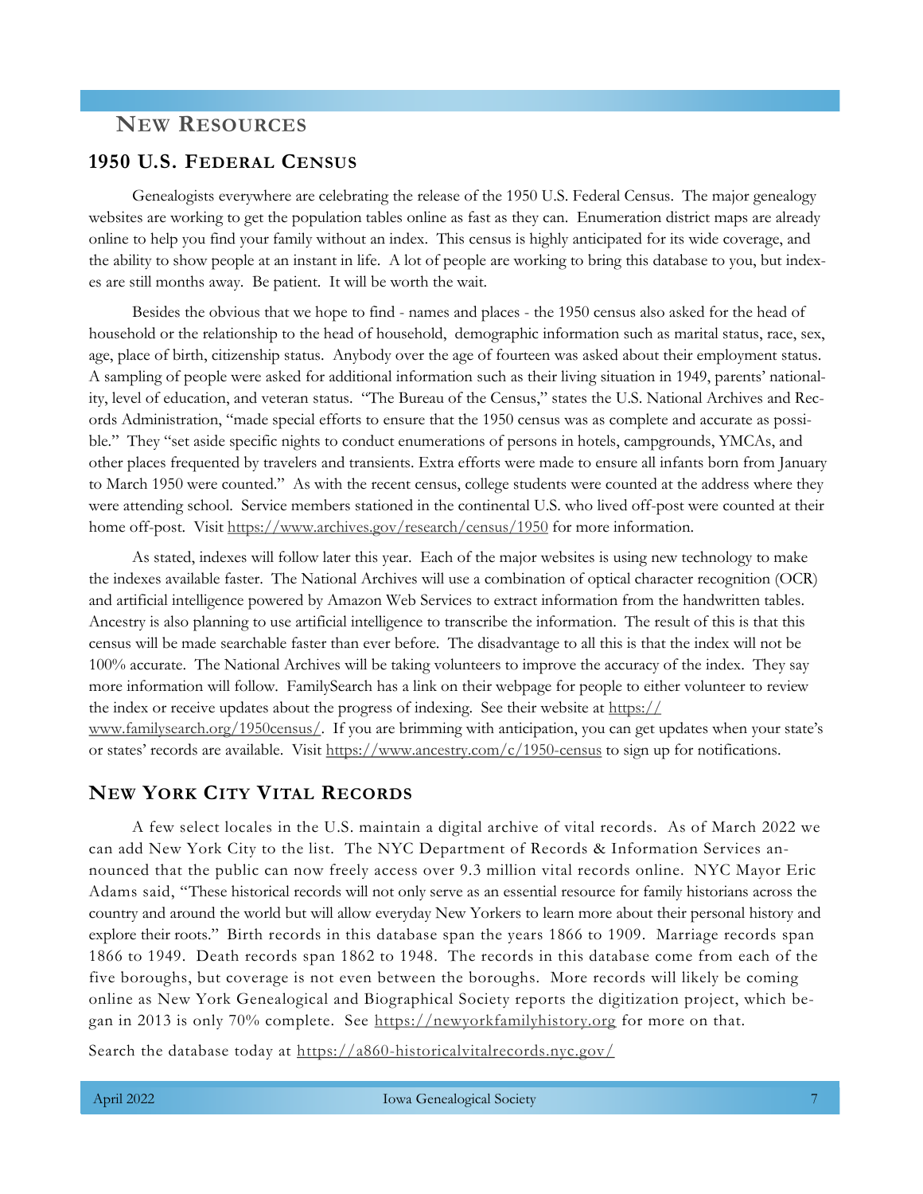# NEW RESOURCES

## 1950 U.S. FEDERAL CENSUS

Genealogists everywhere are celebrating the release of the 1950 U.S. Federal Census. The major genealogy websites are working to get the population tables online as fast as they can. Enumeration district maps are already online to help you find your family without an index. This census is highly anticipated for its wide coverage, and the ability to show people at an instant in life. A lot of people are working to bring this database to you, but indexes are still months away. Be patient. It will be worth the wait.

Besides the obvious that we hope to find - names and places - the 1950 census also asked for the head of household or the relationship to the head of household, demographic information such as marital status, race, sex, age, place of birth, citizenship status. Anybody over the age of fourteen was asked about their employment status. A sampling of people were asked for additional information such as their living situation in 1949, parents' nationality, level of education, and veteran status. "The Bureau of the Census," states the U.S. National Archives and Records Administration, "made special efforts to ensure that the 1950 census was as complete and accurate as possible." They "set aside specific nights to conduct enumerations of persons in hotels, campgrounds, YMCAs, and other places frequented by travelers and transients. Extra efforts were made to ensure all infants born from January to March 1950 were counted." As with the recent census, college students were counted at the address where they were attending school. Service members stationed in the continental U.S. who lived off-post were counted at their home off-post. Visit https://www.archives.gov/research/census/1950 for more information.

As stated, indexes will follow later this year. Each of the major websites is using new technology to make the indexes available faster. The National Archives will use a combination of optical character recognition (OCR) and artificial intelligence powered by Amazon Web Services to extract information from the handwritten tables. Ancestry is also planning to use artificial intelligence to transcribe the information. The result of this is that this census will be made searchable faster than ever before. The disadvantage to all this is that the index will not be 100% accurate. The National Archives will be taking volunteers to improve the accuracy of the index. They say more information will follow. FamilySearch has a link on their webpage for people to either volunteer to review the index or receive updates about the progress of indexing. See their website at https://www.familysearch.org/1950census/. If you are brimming with anticipation, you can get updates when your state's or states' records are available. Visit https://www.ancestry.com/c/1950-census to sign up for notifications.

## NEW YORK CITY VITAL RECORDS

A few select locales in the U.S. maintain a digital archive of vital records. As of March 2022 we can add New York City to the list. The NYC Department of Records & Information Services announced that the public can now freely access over 9.3 million vital records online. NYC Mayor Eric Adams said, "These historical records will not only serve as an essential resource for family historians across the country and around the world but will allow everyday New Yorkers to learn more about their personal history and explore their roots." Birth records in this database span the years 1866 to 1909. Marriage records span 1866 to 1949. Death records span 1862 to 1948. The records in this database come from each of the five boroughs, but coverage is not even between the boroughs. More records will likely be coming online as New York Genealogical and Biographical Society reports the digitization project, which began in 2013 is only 70% complete. See https://newyorkfamilyhistory.org for more on that.

Search the database today at https://a860-historicalvitalrecords.nyc.gov/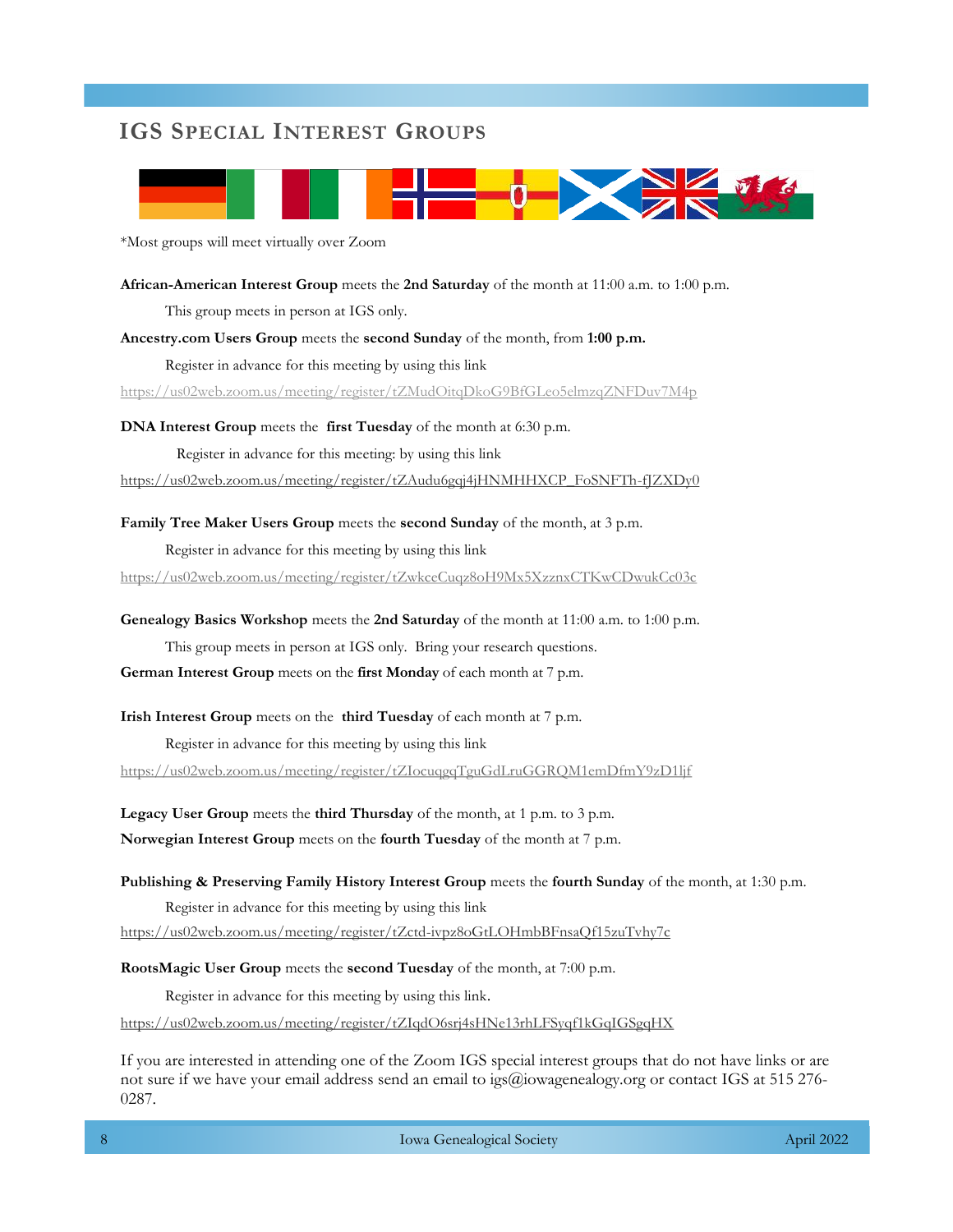## IGS Special Interest Groups

*Most groups will meet virtually over Zoom

**African-American Interest Group** meets the **2nd Saturday** of the month at 11:00 a.m. to 1:00 p.m.

This group meets in person at IGS only.

**Ancestry.com Users Group** meets the **second Sunday** of the month, from **1:00 p.m.**

Register in advance for this meeting by using this link

https://us02web.zoom.us/meeting/register/tZMudOitqDkoG9BfGLeo5elmzqZNFDuv7M4p

**DNA Interest Group** meets the **first Tuesday** of the month at 6:30 p.m.

Register in advance for this meeting: by using this link

https://us02web.zoom.us/meeting/register/tZAudu6gqj4jHNMHHXCP_FoSNFTh-fJZXDy0

**Family Tree Maker Users Group** meets the **second Sunday** of the month, at 3 p.m.

Register in advance for this meeting by using this link

https://us02web.zoom.us/meeting/register/tZwkceCuqz8oH9Mx5XzznxCTKwCDwukCc03c

**Genealogy Basics Workshop** meets the **2nd Saturday** of the month at 11:00 a.m. to 1:00 p.m.

This group meets in person at IGS only. Bring your research questions.

**German Interest Group** meets on the **first Monday** of each month at 7 p.m.

**Irish Interest Group** meets on the **third Tuesday** of each month at 7 p.m.

Register in advance for this meeting by using this link

https://us02web.zoom.us/meeting/register/tZIocuqgqTguGdLruGGRQM1emDfmY9zD1ljf

**Legacy User Group** meets the **third Thursday** of the month, at 1 p.m. to 3 p.m.

**Norwegian Interest Group** meets on the **fourth Tuesday** of the month at 7 p.m.

**Publishing & Preserving Family History Interest Group** meets the **fourth Sunday** of the month, at 1:30 p.m.

Register in advance for this meeting by using this link

https://us02web.zoom.us/meeting/register/tZctd-ivpz8oGtLOHmbBFnsaQf15zuTvhy7c

**RootsMagic User Group** meets the **second Tuesday** of the month, at 7:00 p.m.

Register in advance for this meeting by using this link.

https://us02web.zoom.us/meeting/register/tZIqdO6srj4sHNe13rhLFSyqf1kGqIGSgqHX

If you are interested in attending one of the Zoom IGS special interest groups that do not have links or are not sure if we have your email address send an email to igs@iowagenealogy.org or contact IGS at 515 276-0287.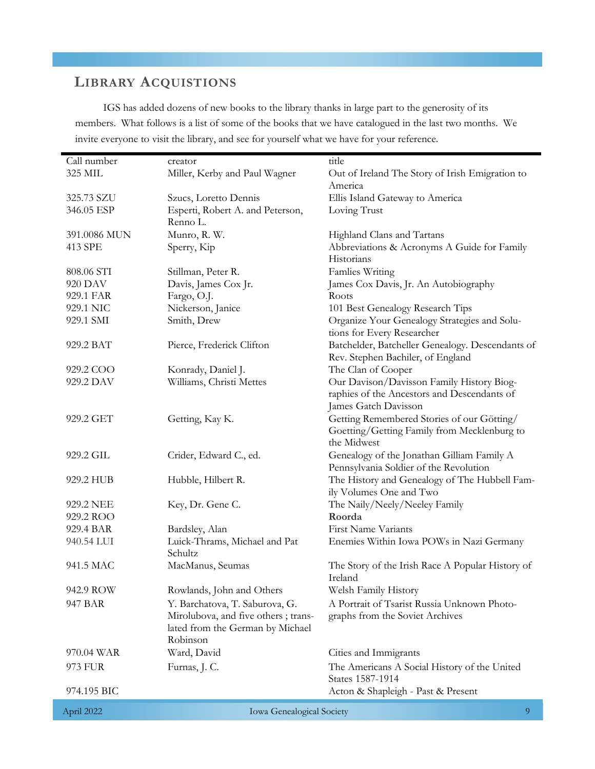## Library Acquistions

IGS has added dozens of new books to the library thanks in large part to the generosity of its members. What follows is a list of some of the books that we have catalogued in the last two months. We invite everyone to visit the library, and see for yourself what we have for your reference.

| Call number | creator | title |
|---|---|---|
| 325 MIL | Miller, Kerby and Paul Wagner | Out of Ireland The Story of Irish Emigration to America |
| 325.73 SZU | Szucs, Loretto Dennis | Ellis Island Gateway to America |
| 346.05 ESP | Esperti, Robert A. and Peterson, Renno L. | Loving Trust |
| 391.0086 MUN | Munro, R. W. | Highland Clans and Tartans |
| 413 SPE | Sperry, Kip | Abbreviations & Acronyms A Guide for Family Historians |
| 808.06 STI | Stillman, Peter R. | Famlies Writing |
| 920 DAV | Davis, James Cox Jr. | James Cox Davis, Jr. An Autobiography |
| 929.1 FAR | Fargo, O.J. | Roots |
| 929.1 NIC | Nickerson, Janice | 101 Best Genealogy Research Tips |
| 929.1 SMI | Smith, Drew | Organize Your Genealogy Strategies and Solutions for Every Researcher |
| 929.2 BAT | Pierce, Frederick Clifton | Batchelder, Batcheller Genealogy. Descendants of Rev. Stephen Bachiler, of England |
| 929.2 COO | Konrady, Daniel J. | The Clan of Cooper |
| 929.2 DAV | Williams, Christi Mettes | Our Davison/Davisson Family History Biographies of the Ancestors and Descendants of James Gatch Davisson |
| 929.2 GET | Getting, Kay K. | Getting Remembered Stories of our Götting/Goetting/Getting Family from Mecklenburg to the Midwest |
| 929.2 GIL | Crider, Edward C., ed. | Genealogy of the Jonathan Gilliam Family A Pennsylvania Soldier of the Revolution |
| 929.2 HUB | Hubble, Hilbert R. | The History and Genealogy of The Hubbell Family Volumes One and Two |
| 929.2 NEE | Key, Dr. Gene C. | The Naily/Neely/Neeley Family |
| 929.2 ROO | | **Roorda** |
| 929.4 BAR | Bardsley, Alan | First Name Variants |
| 940.54 LUI | Luick-Thrams, Michael and Pat Schultz | Enemies Within Iowa POWs in Nazi Germany |
| 941.5 MAC | MacManus, Seumas | The Story of the Irish Race A Popular History of Ireland |
| 942.9 ROW | Rowlands, John and Others | Welsh Family History |
| 947 BAR | Y. Barchatova, T. Saburova, G. Mirolubova, and five others ; translated from the German by Michael Robinson | A Portrait of Tsarist Russia Unknown Photographs from the Soviet Archives |
| 970.04 WAR | Ward, David | Cities and Immigrants |
| 973 FUR | Furnas, J. C. | The Americans A Social History of the United States 1587-1914 |
| 974.195 BIC | | Acton & Shapleigh - Past & Present |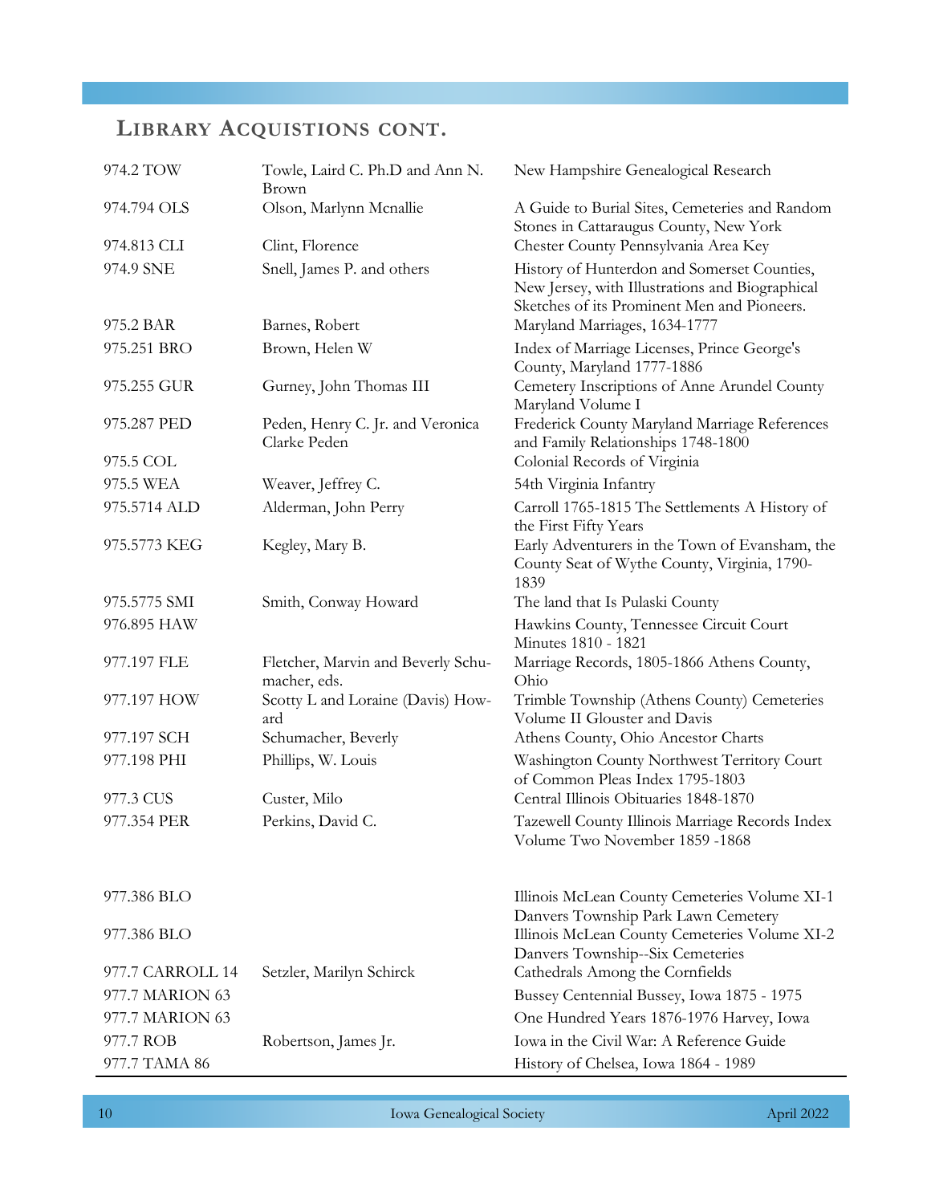## Library Acquistions cont.

| | | |
|---|---|---|
| 974.2 TOW | Towle, Laird C. Ph.D and Ann N. Brown | New Hampshire Genealogical Research |
| 974.794 OLS | Olson, Marlynn Mcnallie | A Guide to Burial Sites, Cemeteries and Random Stones in Cattaraugus County, New York |
| 974.813 CLI | Clint, Florence | Chester County Pennsylvania Area Key |
| 974.9 SNE | Snell, James P. and others | History of Hunterdon and Somerset Counties, New Jersey, with Illustrations and Biographical Sketches of its Prominent Men and Pioneers. |
| 975.2 BAR | Barnes, Robert | Maryland Marriages, 1634-1777 |
| 975.251 BRO | Brown, Helen W | Index of Marriage Licenses, Prince George's County, Maryland 1777-1886 |
| 975.255 GUR | Gurney, John Thomas III | Cemetery Inscriptions of Anne Arundel County Maryland Volume I |
| 975.287 PED | Peden, Henry C. Jr. and Veronica Clarke Peden | Frederick County Maryland Marriage References and Family Relationships 1748-1800 |
| 975.5 COL | | Colonial Records of Virginia |
| 975.5 WEA | Weaver, Jeffrey C. | 54th Virginia Infantry |
| 975.5714 ALD | Alderman, John Perry | Carroll 1765-1815 The Settlements A History of the First Fifty Years |
| 975.5773 KEG | Kegley, Mary B. | Early Adventurers in the Town of Evansham, the County Seat of Wythe County, Virginia, 1790-1839 |
| 975.5775 SMI | Smith, Conway Howard | The land that Is Pulaski County |
| 976.895 HAW | | Hawkins County, Tennessee Circuit Court Minutes 1810 - 1821 |
| 977.197 FLE | Fletcher, Marvin and Beverly Schumacher, eds. | Marriage Records, 1805-1866 Athens County, Ohio |
| 977.197 HOW | Scotty L and Loraine (Davis) Howard | Trimble Township (Athens County) Cemeteries Volume II Glouster and Davis |
| 977.197 SCH | Schumacher, Beverly | Athens County, Ohio Ancestor Charts |
| 977.198 PHI | Phillips, W. Louis | Washington County Northwest Territory Court of Common Pleas Index 1795-1803 |
| 977.3 CUS | Custer, Milo | Central Illinois Obituaries 1848-1870 |
| 977.354 PER | Perkins, David C. | Tazewell County Illinois Marriage Records Index Volume Two November 1859 -1868 |
| 977.386 BLO | | Illinois McLean County Cemeteries Volume XI-1 Danvers Township Park Lawn Cemetery |
| 977.386 BLO | | Illinois McLean County Cemeteries Volume XI-2 Danvers Township--Six Cemeteries |
| 977.7 CARROLL 14 | Setzler, Marilyn Schirck | Cathedrals Among the Cornfields |
| 977.7 MARION 63 | | Bussey Centennial Bussey, Iowa 1875 - 1975 |
| 977.7 MARION 63 | | One Hundred Years 1876-1976 Harvey, Iowa |
| 977.7 ROB | Robertson, James Jr. | Iowa in the Civil War: A Reference Guide |
| 977.7 TAMA 86 | | History of Chelsea, Iowa 1864 - 1989 |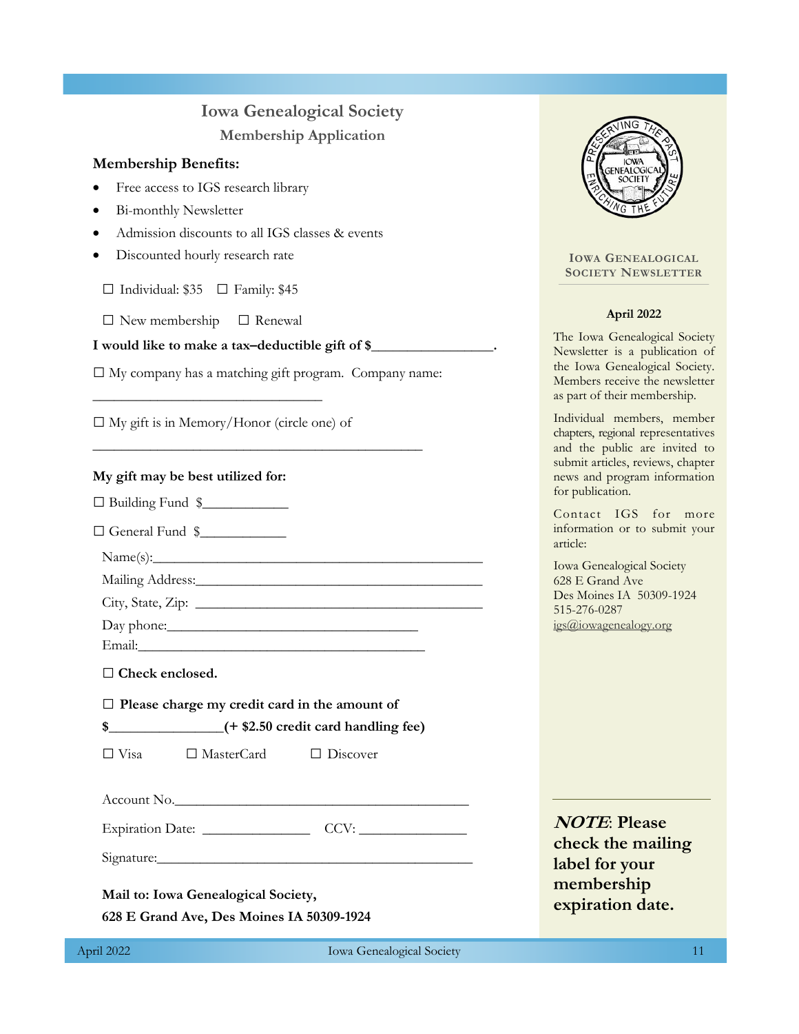# Iowa Genealogical Society

## Membership Application

**Membership Benefits:**

- Free access to IGS research library
- Bi-monthly Newsletter
- Admission discounts to all IGS classes & events
- Discounted hourly research rate

☐ Individual: $35   ☐ Family: $45

☐ New membership   ☐ Renewal

**I would like to make a tax–deductible gift of $_________________.**

☐ My company has a matching gift program. Company name:

_________________________________

☐ My gift is in Memory/Honor (circle one) of

_______________________________________________

**My gift may be best utilized for:**

☐ Building Fund $____________

☐ General Fund $____________

Name(s):_______________________________________________

Mailing Address:_________________________________________

City, State, Zip: ________________________________________

Day phone:____________________________________

Email:__________________________________________

☐ **Check enclosed.**

☐ **Please charge my credit card in the amount of**

**$________________(+ $2.50 credit card handling fee)**

☐ Visa   ☐ MasterCard   ☐ Discover

Account No.___________________________________________

Expiration Date: _______________ CCV: _______________

Signature:_____________________________________________

**Mail to: Iowa Genealogical Society,**

**628 E Grand Ave, Des Moines IA 50309-1924**

---

PRESERVING THE PAST · IOWA GENEALOGICAL SOCIETY · ENRICHING THE FUTURE

IOWA GENEALOGICAL SOCIETY NEWSLETTER

**April 2022**

The Iowa Genealogical Society Newsletter is a publication of the Iowa Genealogical Society. Members receive the newsletter as part of their membership.

Individual members, member chapters, regional representatives and the public are invited to submit articles, reviews, chapter news and program information for publication.

Contact IGS for more information or to submit your article:

Iowa Genealogical Society
628 E Grand Ave
Des Moines IA 50309-1924
515-276-0287
igs@iowagenealogy.org

***NOTE*: Please check the mailing label for your membership expiration date.**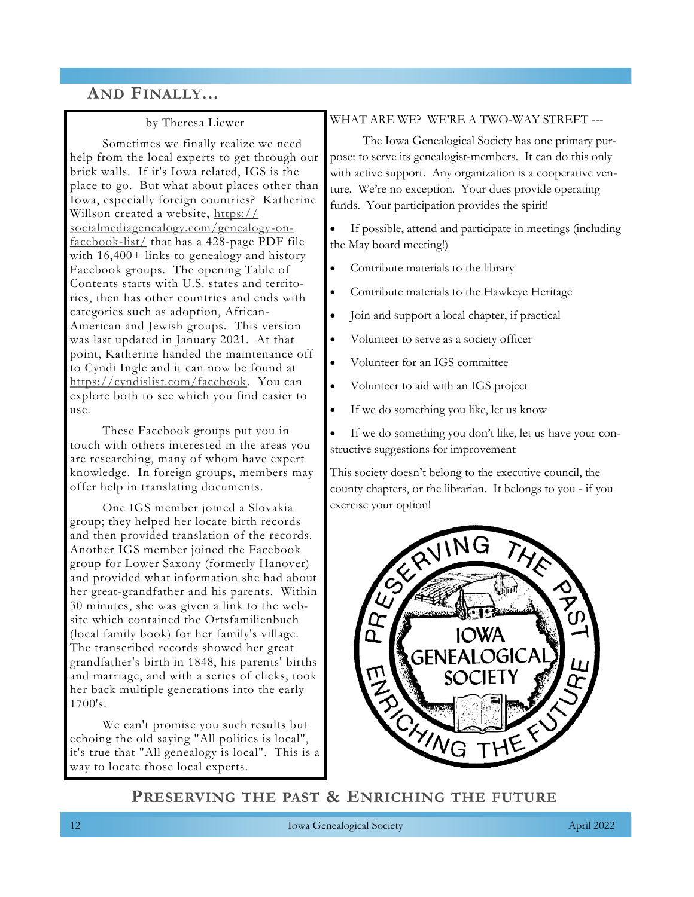## AND FINALLY…

by Theresa Liewer

Sometimes we finally realize we need help from the local experts to get through our brick walls. If it's Iowa related, IGS is the place to go. But what about places other than Iowa, especially foreign countries? Katherine Willson created a website, https://socialmediagenealogy.com/genealogy-on-facebook-list/ that has a 428-page PDF file with 16,400+ links to genealogy and history Facebook groups. The opening Table of Contents starts with U.S. states and territories, then has other countries and ends with categories such as adoption, African-American and Jewish groups. This version was last updated in January 2021. At that point, Katherine handed the maintenance off to Cyndi Ingle and it can now be found at https://cyndislist.com/facebook. You can explore both to see which you find easier to use.

These Facebook groups put you in touch with others interested in the areas you are researching, many of whom have expert knowledge. In foreign groups, members may offer help in translating documents.

One IGS member joined a Slovakia group; they helped her locate birth records and then provided translation of the records. Another IGS member joined the Facebook group for Lower Saxony (formerly Hanover) and provided what information she had about her great-grandfather and his parents. Within 30 minutes, she was given a link to the website which contained the Ortsfamilienbuch (local family book) for her family's village. The transcribed records showed her great grandfather's birth in 1848, his parents' births and marriage, and with a series of clicks, took her back multiple generations into the early 1700's.

We can't promise you such results but echoing the old saying "All politics is local", it's true that "All genealogy is local". This is a way to locate those local experts.

WHAT ARE WE? WE'RE A TWO-WAY STREET ---

The Iowa Genealogical Society has one primary purpose: to serve its genealogist-members. It can do this only with active support. Any organization is a cooperative venture. We're no exception. Your dues provide operating funds. Your participation provides the spirit!

- If possible, attend and participate in meetings (including the May board meeting!)
- Contribute materials to the library
- Contribute materials to the Hawkeye Heritage
- Join and support a local chapter, if practical
- Volunteer to serve as a society officer
- Volunteer for an IGS committee
- Volunteer to aid with an IGS project
- If we do something you like, let us know
- If we do something you don't like, let us have your constructive suggestions for improvement

This society doesn't belong to the executive council, the county chapters, or the librarian. It belongs to you - if you exercise your option!

PRESERVING THE PAST
IOWA GENEALOGICAL SOCIETY
ENRICHING THE FUTURE

**PRESERVING THE PAST & ENRICHING THE FUTURE**